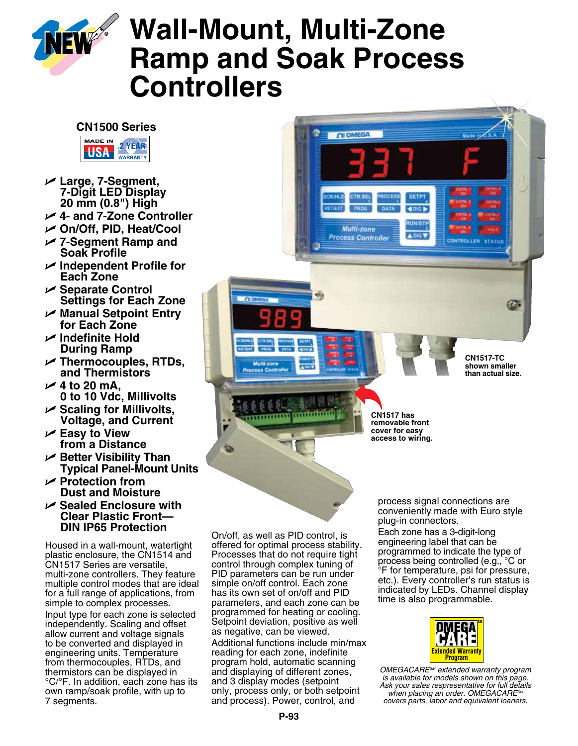# Wall-Mount, Multi-Zone Ramp and Soak Process Controllers

## CN1500 Series

MADE IN USA · 2 YEAR WARRANTY

- **Large, 7-Segment, 7-Digit LED Display 20 mm (0.8") High**
- **4- and 7-Zone Controller**
- **On/Off, PID, Heat/Cool**
- **7-Segment Ramp and Soak Profile**
- **Independent Profile for Each Zone**
- **Separate Control Settings for Each Zone**
- **Manual Setpoint Entry for Each Zone**
- **Indefinite Hold During Ramp**
- **Thermocouples, RTDs, and Thermistors**
- **4 to 20 mA, 0 to 10 Vdc, Millivolts**
- **Scaling for Millivolts, Voltage, and Current**
- **Easy to View from a Distance**
- **Better Visibility Than Typical Panel-Mount Units**
- **Protection from Dust and Moisture**
- **Sealed Enclosure with Clear Plastic Front— DIN IP65 Protection**

**CN1517-TC shown smaller than actual size.**

**CN1517 has removable front cover for easy access to wiring.**

Housed in a wall-mount, watertight plastic enclosure, the CN1514 and CN1517 Series are versatile, multi-zone controllers. They feature multiple control modes that are ideal for a full range of applications, from simple to complex processes.

Input type for each zone is selected independently. Scaling and offset allow current and voltage signals to be converted and displayed in engineering units. Temperature from thermocouples, RTDs, and thermistors can be displayed in °C/°F. In addition, each zone has its own ramp/soak profile, with up to 7 segments.

On/off, as well as PID control, is offered for optimal process stability. Processes that do not require tight control through complex tuning of PID parameters can be run under simple on/off control. Each zone has its own set of on/off and PID parameters, and each zone can be programmed for heating or cooling. Setpoint deviation, positive as well as negative, can be viewed.

Additional functions include min/max reading for each zone, indefinite program hold, automatic scanning and displaying of different zones, and 3 display modes (setpoint only, process only, or both setpoint and process). Power, control, and process signal connections are conveniently made with Euro style plug-in connectors.

Each zone has a 3-digit-long engineering label that can be programmed to indicate the type of process being controlled (e.g., °C or °F for temperature, psi for pressure, etc.). Every controller's run status is indicated by LEDs. Channel display time is also programmable.

OMEGA CARE[SM] Extended Warranty Program

*OMEGACARE[SM] extended warranty program is available for models shown on this page. Ask your sales respresentative for full details when placing an order. OMEGACARE[SM] covers parts, labor and equivalent loaners.*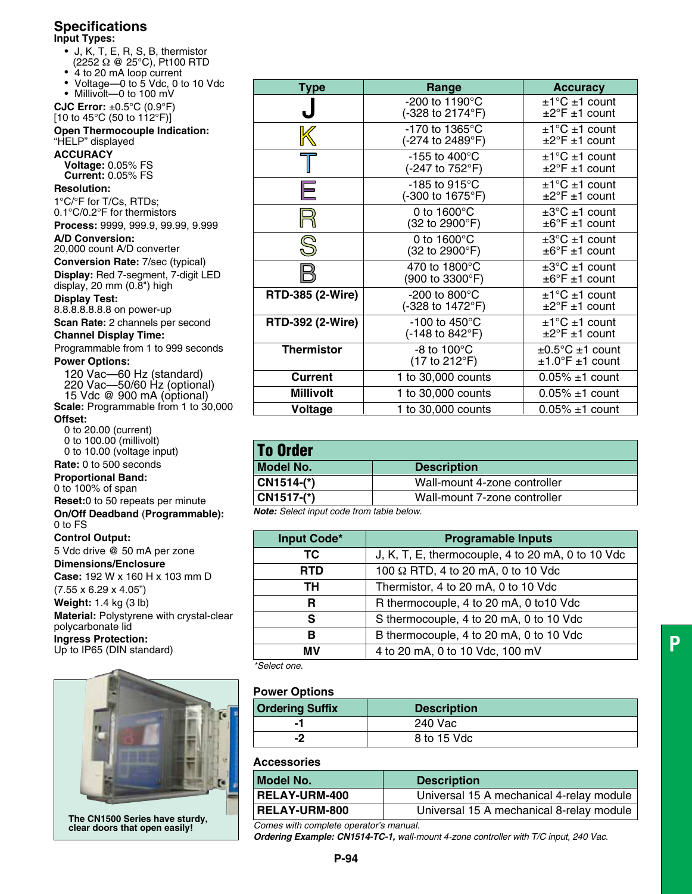## Specifications

**Input Types:**

- J, K, T, E, R, S, B, thermistor (2252 Ω @ 25°C), Pt100 RTD
- 4 to 20 mA loop current
- Voltage—0 to 5 Vdc, 0 to 10 Vdc
- Millivolt—0 to 100 mV

**CJC Error:** ±0.5°C (0.9°F) [10 to 45°C (50 to 112°F)]

**Open Thermocouple Indication:** "HELP" displayed

**ACCURACY**
**Voltage:** 0.05% FS
**Current:** 0.05% FS

**Resolution:**
1°C/°F for T/Cs, RTDs;
0.1°C/0.2°F for thermistors

**Process:** 9999, 999.9, 99.99, 9.999

**A/D Conversion:** 20,000 count A/D converter

**Conversion Rate:** 7/sec (typical)

**Display:** Red 7-segment, 7-digit LED display, 20 mm (0.8") high

**Display Test:** 8.8.8.8.8.8.8 on power-up

**Scan Rate:** 2 channels per second

**Channel Display Time:** Programmable from 1 to 999 seconds

**Power Options:**
120 Vac—60 Hz (standard)
220 Vac—50/60 Hz (optional)
15 Vdc @ 900 mA (optional)

**Scale:** Programmable from 1 to 30,000

**Offset:**
0 to 20.00 (current)
0 to 100.00 (millivolt)
0 to 10.00 (voltage input)

**Rate:** 0 to 500 seconds

**Proportional Band:** 0 to 100% of span

**Reset:** 0 to 50 repeats per minute

**On/Off Deadband (Programmable):** 0 to FS

**Control Output:** 5 Vdc drive @ 50 mA per zone

**Dimensions/Enclosure**
**Case:** 192 W x 160 H x 103 mm D (7.55 x 6.29 x 4.05")

**Weight:** 1.4 kg (3 lb)

**Material:** Polystyrene with crystal-clear polycarbonate lid

**Ingress Protection:** Up to IP65 (DIN standard)

The CN1500 Series have sturdy, clear doors that open easily!

| Type | Range | Accuracy |
|---|---|---|
| J | -200 to 1190°C (-328 to 2174°F) | ±1°C ±1 count ±2°F ±1 count |
| K | -170 to 1365°C (-274 to 2489°F) | ±1°C ±1 count ±2°F ±1 count |
| T | -155 to 400°C (-247 to 752°F) | ±1°C ±1 count ±2°F ±1 count |
| E | -185 to 915°C (-300 to 1675°F) | ±1°C ±1 count ±2°F ±1 count |
| R | 0 to 1600°C (32 to 2900°F) | ±3°C ±1 count ±6°F ±1 count |
| S | 0 to 1600°C (32 to 2900°F) | ±3°C ±1 count ±6°F ±1 count |
| B | 470 to 1800°C (900 to 3300°F) | ±3°C ±1 count ±6°F ±1 count |
| RTD-385 (2-Wire) | -200 to 800°C (-328 to 1472°F) | ±1°C ±1 count ±2°F ±1 count |
| RTD-392 (2-Wire) | -100 to 450°C (-148 to 842°F) | ±1°C ±1 count ±2°F ±1 count |
| Thermistor | -8 to 100°C (17 to 212°F) | ±0.5°C ±1 count ±1.0°F ±1 count |
| Current | 1 to 30,000 counts | 0.05% ±1 count |
| Millivolt | 1 to 30,000 counts | 0.05% ±1 count |
| Voltage | 1 to 30,000 counts | 0.05% ±1 count |

## To Order

| Model No. | Description |
|---|---|
| CN1514-(*) | Wall-mount 4-zone controller |
| CN1517-(*) | Wall-mount 7-zone controller |

***Note:*** *Select input code from table below.*

| Input Code* | Programable Inputs |
|---|---|
| TC | J, K, T, E, thermocouple, 4 to 20 mA, 0 to 10 Vdc |
| RTD | 100 Ω RTD, 4 to 20 mA, 0 to 10 Vdc |
| TH | Thermistor, 4 to 20 mA, 0 to 10 Vdc |
| R | R thermocouple, 4 to 20 mA, 0 to10 Vdc |
| S | S thermocouple, 4 to 20 mA, 0 to 10 Vdc |
| B | B thermocouple, 4 to 20 mA, 0 to 10 Vdc |
| MV | 4 to 20 mA, 0 to 10 Vdc, 100 mV |

*\*Select one.*

### Power Options

| Ordering Suffix | Description |
|---|---|
| -1 | 240 Vac |
| -2 | 8 to 15 Vdc |

### Accessories

| Model No. | Description |
|---|---|
| RELAY-URM-400 | Universal 15 A mechanical 4-relay module |
| RELAY-URM-800 | Universal 15 A mechanical 8-relay module |

*Comes with complete operator's manual.*

***Ordering Example: CN1514-TC-1,*** *wall-mount 4-zone controller with T/C input, 240 Vac.*